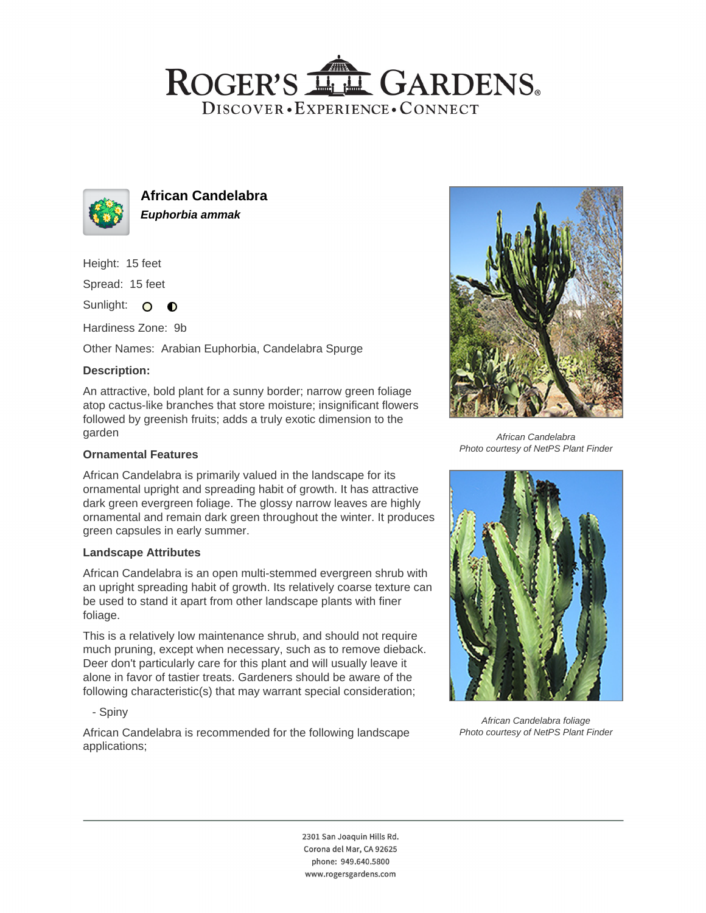# ROGER'S GARDENS

DISCOVER • EXPERIENCE • CONNECT

## African Candelabra

***Euphorbia ammak***

Height: 15 feet

Spread: 15 feet

Sunlight: ○ ◐

Hardiness Zone: 9b

Other Names: Arabian Euphorbia, Candelabra Spurge

### Description:

An attractive, bold plant for a sunny border; narrow green foliage atop cactus-like branches that store moisture; insignificant flowers followed by greenish fruits; adds a truly exotic dimension to the garden

### Ornamental Features

African Candelabra is primarily valued in the landscape for its ornamental upright and spreading habit of growth. It has attractive dark green evergreen foliage. The glossy narrow leaves are highly ornamental and remain dark green throughout the winter. It produces green capsules in early summer.

### Landscape Attributes

African Candelabra is an open multi-stemmed evergreen shrub with an upright spreading habit of growth. Its relatively coarse texture can be used to stand it apart from other landscape plants with finer foliage.

This is a relatively low maintenance shrub, and should not require much pruning, except when necessary, such as to remove dieback. Deer don't particularly care for this plant and will usually leave it alone in favor of tastier treats. Gardeners should be aware of the following characteristic(s) that may warrant special consideration;

- Spiny

African Candelabra is recommended for the following landscape applications;

*African Candelabra*
*Photo courtesy of NetPS Plant Finder*

*African Candelabra foliage*
*Photo courtesy of NetPS Plant Finder*

2301 San Joaquin Hills Rd.
Corona del Mar, CA 92625
phone: 949.640.5800
www.rogersgardens.com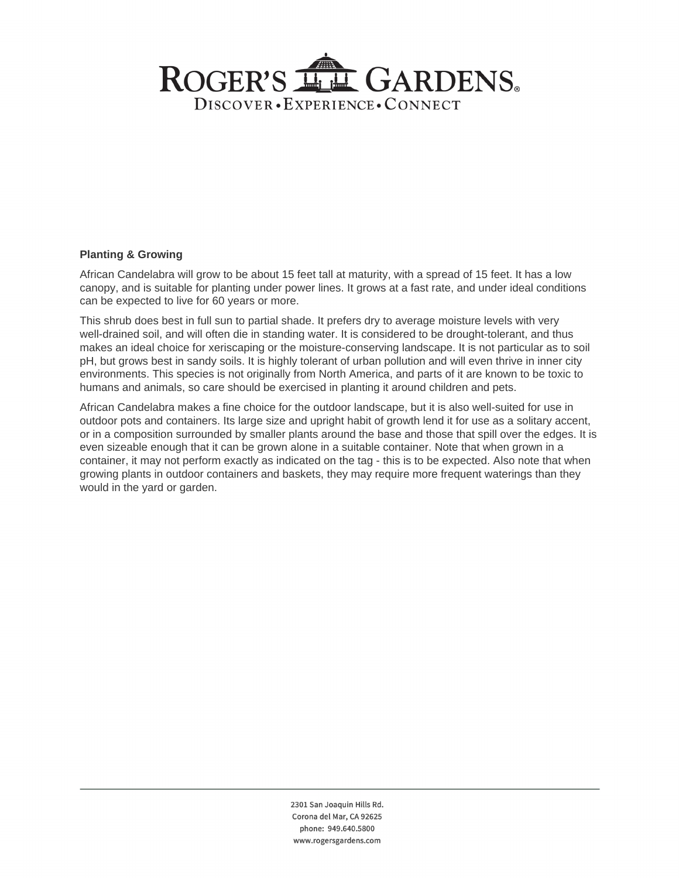**Planting & Growing**

African Candelabra will grow to be about 15 feet tall at maturity, with a spread of 15 feet. It has a low canopy, and is suitable for planting under power lines. It grows at a fast rate, and under ideal conditions can be expected to live for 60 years or more.

This shrub does best in full sun to partial shade. It prefers dry to average moisture levels with very well-drained soil, and will often die in standing water. It is considered to be drought-tolerant, and thus makes an ideal choice for xeriscaping or the moisture-conserving landscape. It is not particular as to soil pH, but grows best in sandy soils. It is highly tolerant of urban pollution and will even thrive in inner city environments. This species is not originally from North America, and parts of it are known to be toxic to humans and animals, so care should be exercised in planting it around children and pets.

African Candelabra makes a fine choice for the outdoor landscape, but it is also well-suited for use in outdoor pots and containers. Its large size and upright habit of growth lend it for use as a solitary accent, or in a composition surrounded by smaller plants around the base and those that spill over the edges. It is even sizeable enough that it can be grown alone in a suitable container. Note that when grown in a container, it may not perform exactly as indicated on the tag - this is to be expected. Also note that when growing plants in outdoor containers and baskets, they may require more frequent waterings than they would in the yard or garden.